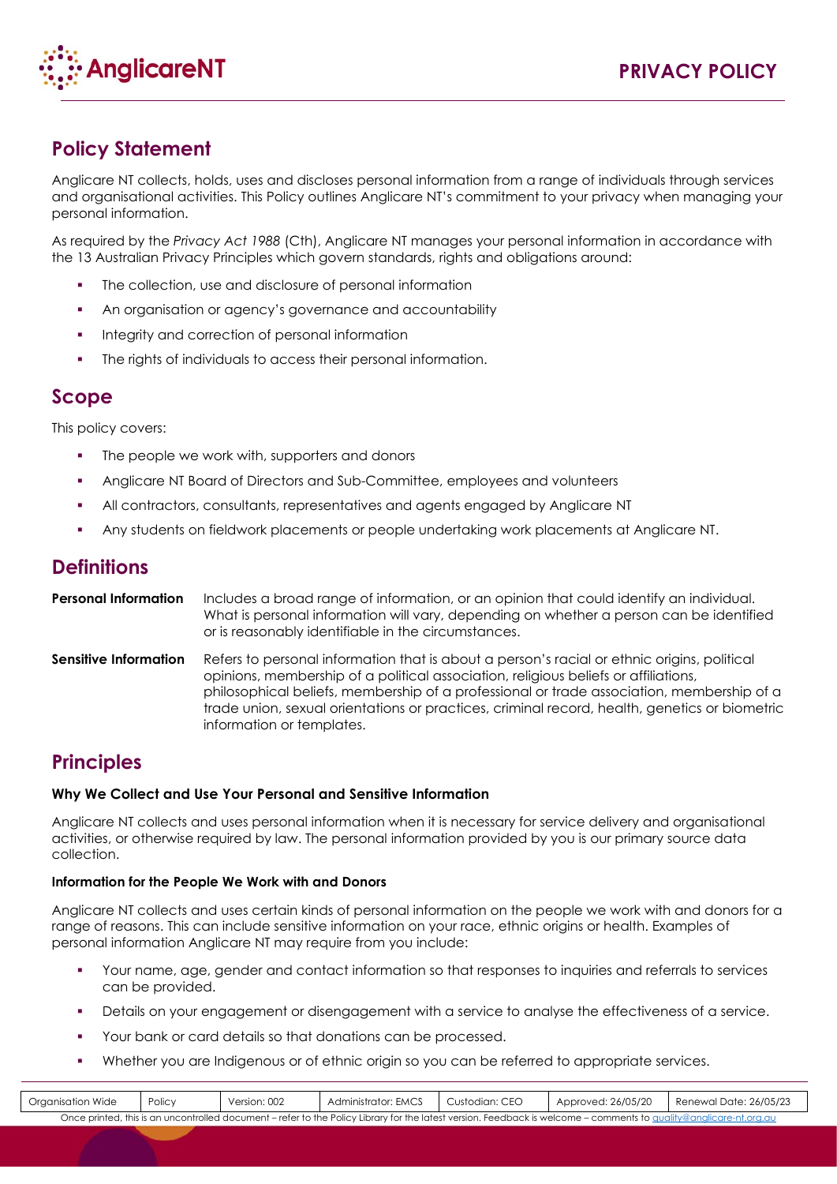# PRIVACY POLICY

## Policy Statement

Anglicare NT collects, holds, uses and discloses personal information from a range of individuals through services and organisational activities. This Policy outlines Anglicare NT's commitment to your privacy when managing your personal information.

As required by the *Privacy Act 1988* (Cth), Anglicare NT manages your personal information in accordance with the 13 Australian Privacy Principles which govern standards, rights and obligations around:

- The collection, use and disclosure of personal information
- An organisation or agency's governance and accountability
- Integrity and correction of personal information
- The rights of individuals to access their personal information.

## Scope

This policy covers:

- The people we work with, supporters and donors
- Anglicare NT Board of Directors and Sub-Committee, employees and volunteers
- All contractors, consultants, representatives and agents engaged by Anglicare NT
- Any students on fieldwork placements or people undertaking work placements at Anglicare NT.

## Definitions

**Personal Information** Includes a broad range of information, or an opinion that could identify an individual. What is personal information will vary, depending on whether a person can be identified or is reasonably identifiable in the circumstances.

**Sensitive Information** Refers to personal information that is about a person's racial or ethnic origins, political opinions, membership of a political association, religious beliefs or affiliations, philosophical beliefs, membership of a professional or trade association, membership of a trade union, sexual orientations or practices, criminal record, health, genetics or biometric information or templates.

## Principles

### Why We Collect and Use Your Personal and Sensitive Information

Anglicare NT collects and uses personal information when it is necessary for service delivery and organisational activities, or otherwise required by law. The personal information provided by you is our primary source data collection.

#### Information for the People We Work with and Donors

Anglicare NT collects and uses certain kinds of personal information on the people we work with and donors for a range of reasons. This can include sensitive information on your race, ethnic origins or health. Examples of personal information Anglicare NT may require from you include:

- Your name, age, gender and contact information so that responses to inquiries and referrals to services can be provided.
- Details on your engagement or disengagement with a service to analyse the effectiveness of a service.
- Your bank or card details so that donations can be processed.
- Whether you are Indigenous or of ethnic origin so you can be referred to appropriate services.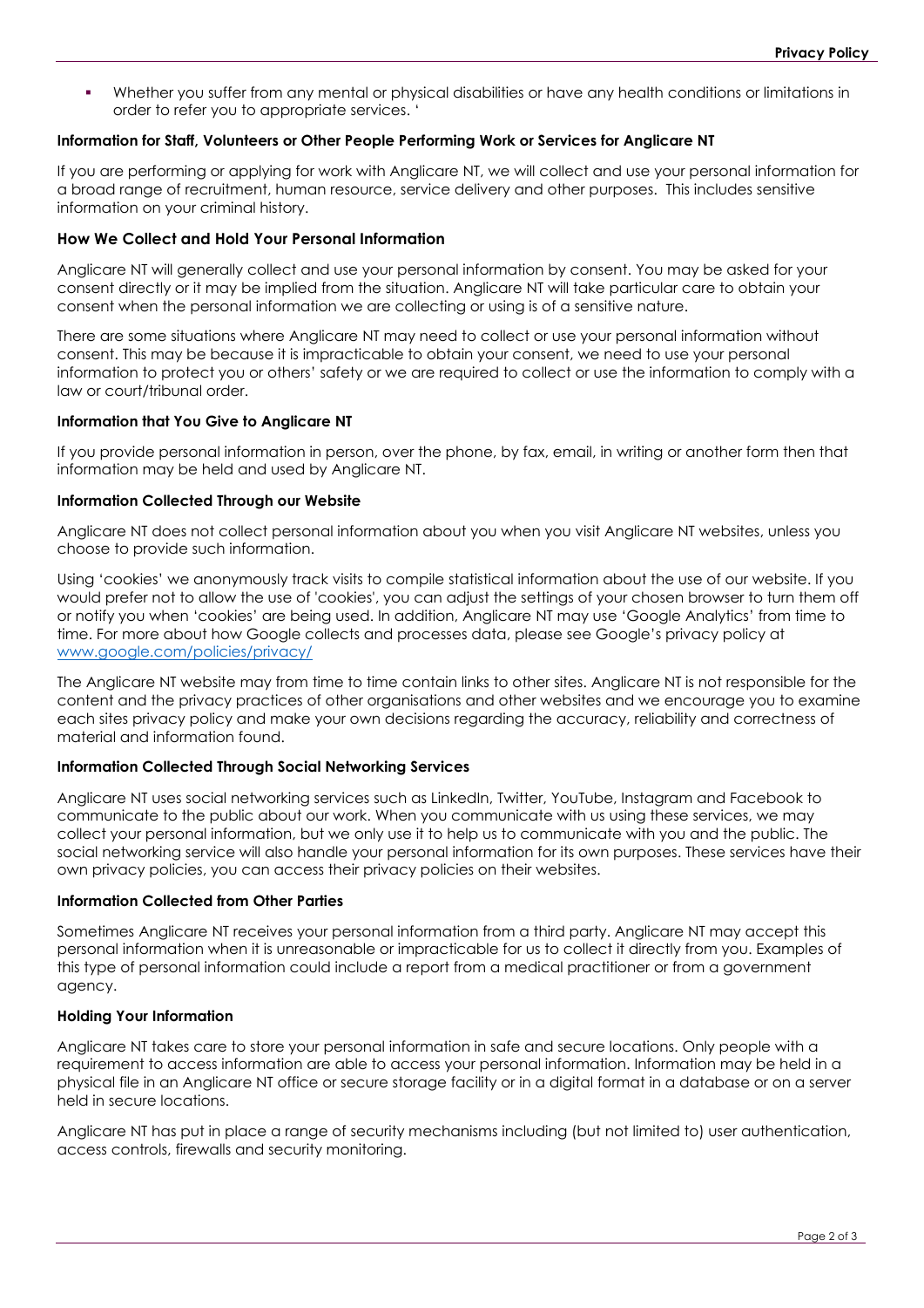- Whether you suffer from any mental or physical disabilities or have any health conditions or limitations in order to refer you to appropriate services. '

**Information for Staff, Volunteers or Other People Performing Work or Services for Anglicare NT**

If you are performing or applying for work with Anglicare NT, we will collect and use your personal information for a broad range of recruitment, human resource, service delivery and other purposes. This includes sensitive information on your criminal history.

### How We Collect and Hold Your Personal Information

Anglicare NT will generally collect and use your personal information by consent. You may be asked for your consent directly or it may be implied from the situation. Anglicare NT will take particular care to obtain your consent when the personal information we are collecting or using is of a sensitive nature.

There are some situations where Anglicare NT may need to collect or use your personal information without consent. This may be because it is impracticable to obtain your consent, we need to use your personal information to protect you or others' safety or we are required to collect or use the information to comply with a law or court/tribunal order.

**Information that You Give to Anglicare NT**

If you provide personal information in person, over the phone, by fax, email, in writing or another form then that information may be held and used by Anglicare NT.

**Information Collected Through our Website**

Anglicare NT does not collect personal information about you when you visit Anglicare NT websites, unless you choose to provide such information.

Using 'cookies' we anonymously track visits to compile statistical information about the use of our website. If you would prefer not to allow the use of 'cookies', you can adjust the settings of your chosen browser to turn them off or notify you when 'cookies' are being used. In addition, Anglicare NT may use 'Google Analytics' from time to time. For more about how Google collects and processes data, please see Google's privacy policy at [www.google.com/policies/privacy/](www.google.com/policies/privacy/)

The Anglicare NT website may from time to time contain links to other sites. Anglicare NT is not responsible for the content and the privacy practices of other organisations and other websites and we encourage you to examine each sites privacy policy and make your own decisions regarding the accuracy, reliability and correctness of material and information found.

**Information Collected Through Social Networking Services**

Anglicare NT uses social networking services such as LinkedIn, Twitter, YouTube, Instagram and Facebook to communicate to the public about our work. When you communicate with us using these services, we may collect your personal information, but we only use it to help us to communicate with you and the public. The social networking service will also handle your personal information for its own purposes. These services have their own privacy policies, you can access their privacy policies on their websites.

**Information Collected from Other Parties**

Sometimes Anglicare NT receives your personal information from a third party. Anglicare NT may accept this personal information when it is unreasonable or impracticable for us to collect it directly from you. Examples of this type of personal information could include a report from a medical practitioner or from a government agency.

**Holding Your Information**

Anglicare NT takes care to store your personal information in safe and secure locations. Only people with a requirement to access information are able to access your personal information. Information may be held in a physical file in an Anglicare NT office or secure storage facility or in a digital format in a database or on a server held in secure locations.

Anglicare NT has put in place a range of security mechanisms including (but not limited to) user authentication, access controls, firewalls and security monitoring.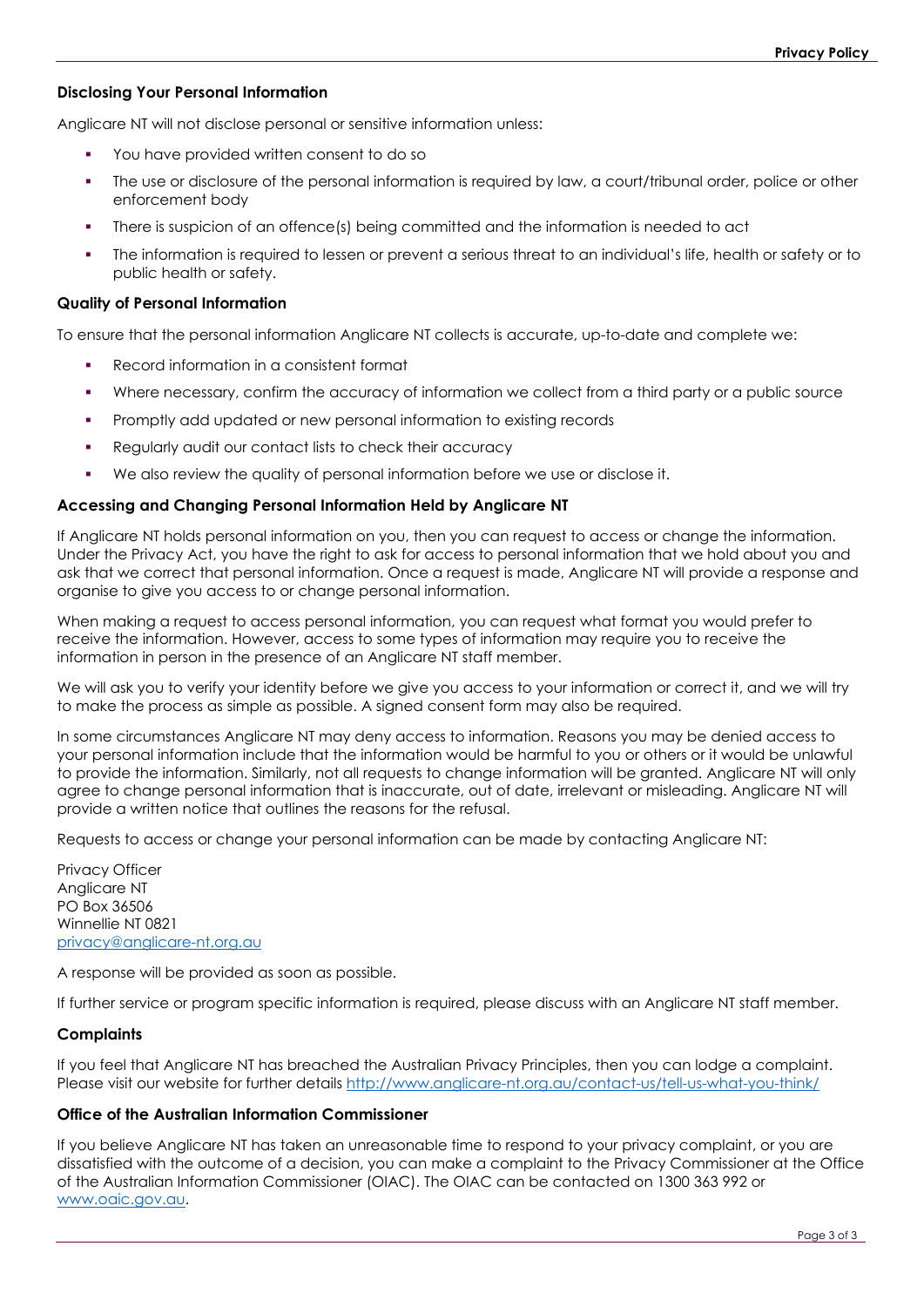### Disclosing Your Personal Information

Anglicare NT will not disclose personal or sensitive information unless:

- You have provided written consent to do so
- The use or disclosure of the personal information is required by law, a court/tribunal order, police or other enforcement body
- There is suspicion of an offence(s) being committed and the information is needed to act
- The information is required to lessen or prevent a serious threat to an individual's life, health or safety or to public health or safety.

### Quality of Personal Information

To ensure that the personal information Anglicare NT collects is accurate, up-to-date and complete we:

- Record information in a consistent format
- Where necessary, confirm the accuracy of information we collect from a third party or a public source
- Promptly add updated or new personal information to existing records
- Regularly audit our contact lists to check their accuracy
- We also review the quality of personal information before we use or disclose it.

### Accessing and Changing Personal Information Held by Anglicare NT

If Anglicare NT holds personal information on you, then you can request to access or change the information. Under the Privacy Act, you have the right to ask for access to personal information that we hold about you and ask that we correct that personal information. Once a request is made, Anglicare NT will provide a response and organise to give you access to or change personal information.

When making a request to access personal information, you can request what format you would prefer to receive the information. However, access to some types of information may require you to receive the information in person in the presence of an Anglicare NT staff member.

We will ask you to verify your identity before we give you access to your information or correct it, and we will try to make the process as simple as possible. A signed consent form may also be required.

In some circumstances Anglicare NT may deny access to information. Reasons you may be denied access to your personal information include that the information would be harmful to you or others or it would be unlawful to provide the information. Similarly, not all requests to change information will be granted. Anglicare NT will only agree to change personal information that is inaccurate, out of date, irrelevant or misleading. Anglicare NT will provide a written notice that outlines the reasons for the refusal.

Requests to access or change your personal information can be made by contacting Anglicare NT:

Privacy Officer  
Anglicare NT  
PO Box 36506  
Winnellie NT 0821  
privacy@anglicare-nt.org.au

A response will be provided as soon as possible.

If further service or program specific information is required, please discuss with an Anglicare NT staff member.

### Complaints

If you feel that Anglicare NT has breached the Australian Privacy Principles, then you can lodge a complaint. Please visit our website for further details http://www.anglicare-nt.org.au/contact-us/tell-us-what-you-think/

### Office of the Australian Information Commissioner

If you believe Anglicare NT has taken an unreasonable time to respond to your privacy complaint, or you are dissatisfied with the outcome of a decision, you can make a complaint to the Privacy Commissioner at the Office of the Australian Information Commissioner (OIAC). The OIAC can be contacted on 1300 363 992 or www.oaic.gov.au.